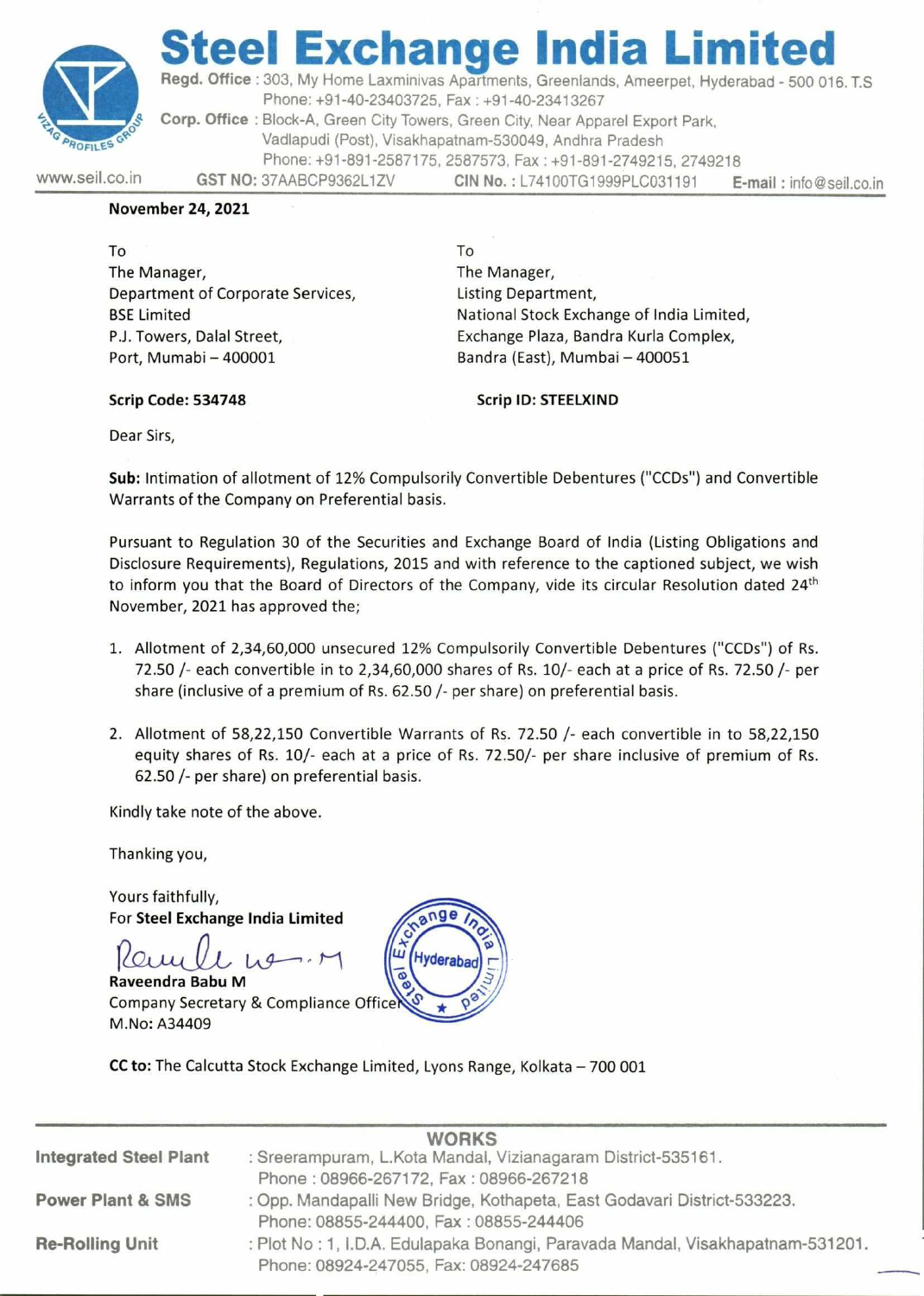# Steel Exchange India Limited

**Regd. Office** : 303, My Home Laxminivas Apartments, Greenlands, Ameerpet, Hyderabad - 500 016. T.S
Phone: +91-40-23403725, Fax : +91-40-23413267

**Corp. Office** : Block-A, Green City Towers, Green City, Near Apparel Export Park, Vadlapudi (Post), Visakhapatnam-530049, Andhra Pradesh
Phone: +91-891-2587175, 2587573, Fax : +91-891-2749215, 2749218

www.seil.co.in **GST NO:** 37AABCP9362L1ZV **CIN No. :** L74100TG1999PLC031191 **E-mail :** info@seil.co.in

**November 24, 2021**

To
The Manager,
Department of Corporate Services,
BSE Limited
P.J. Towers, Dalal Street,
Port, Mumabi – 400001

**Scrip Code: 534748**

To
The Manager,
Listing Department,
National Stock Exchange of India Limited,
Exchange Plaza, Bandra Kurla Complex,
Bandra (East), Mumbai – 400051

**Scrip ID: STEELXIND**

Dear Sirs,

**Sub:** Intimation of allotment of 12% Compulsorily Convertible Debentures ("CCDs") and Convertible Warrants of the Company on Preferential basis.

Pursuant to Regulation 30 of the Securities and Exchange Board of India (Listing Obligations and Disclosure Requirements), Regulations, 2015 and with reference to the captioned subject, we wish to inform you that the Board of Directors of the Company, vide its circular Resolution dated 24th November, 2021 has approved the;

1. Allotment of 2,34,60,000 unsecured 12% Compulsorily Convertible Debentures ("CCDs") of Rs. 72.50 /- each convertible in to 2,34,60,000 shares of Rs. 10/- each at a price of Rs. 72.50 /- per share (inclusive of a premium of Rs. 62.50 /- per share) on preferential basis.
2. Allotment of 58,22,150 Convertible Warrants of Rs. 72.50 /- each convertible in to 58,22,150 equity shares of Rs. 10/- each at a price of Rs. 72.50/- per share inclusive of premium of Rs. 62.50 /- per share) on preferential basis.

Kindly take note of the above.

Thanking you,

Yours faithfully,
For **Steel Exchange India Limited**

**Raveendra Babu M**
Company Secretary & Compliance Officer
M.No: A34409

**CC to:** The Calcutta Stock Exchange Limited, Lyons Range, Kolkata – 700 001

**WORKS**

**Integrated Steel Plant** : Sreerampuram, L.Kota Mandal, Vizianagaram District-535161.
Phone : 08966-267172, Fax : 08966-267218

**Power Plant & SMS** : Opp. Mandapalli New Bridge, Kothapeta, East Godavari District-533223.
Phone: 08855-244400, Fax : 08855-244406

**Re-Rolling Unit** : Plot No : 1, I.D.A. Edulapaka Bonangi, Paravada Mandal, Visakhapatnam-531201.
Phone: 08924-247055, Fax: 08924-247685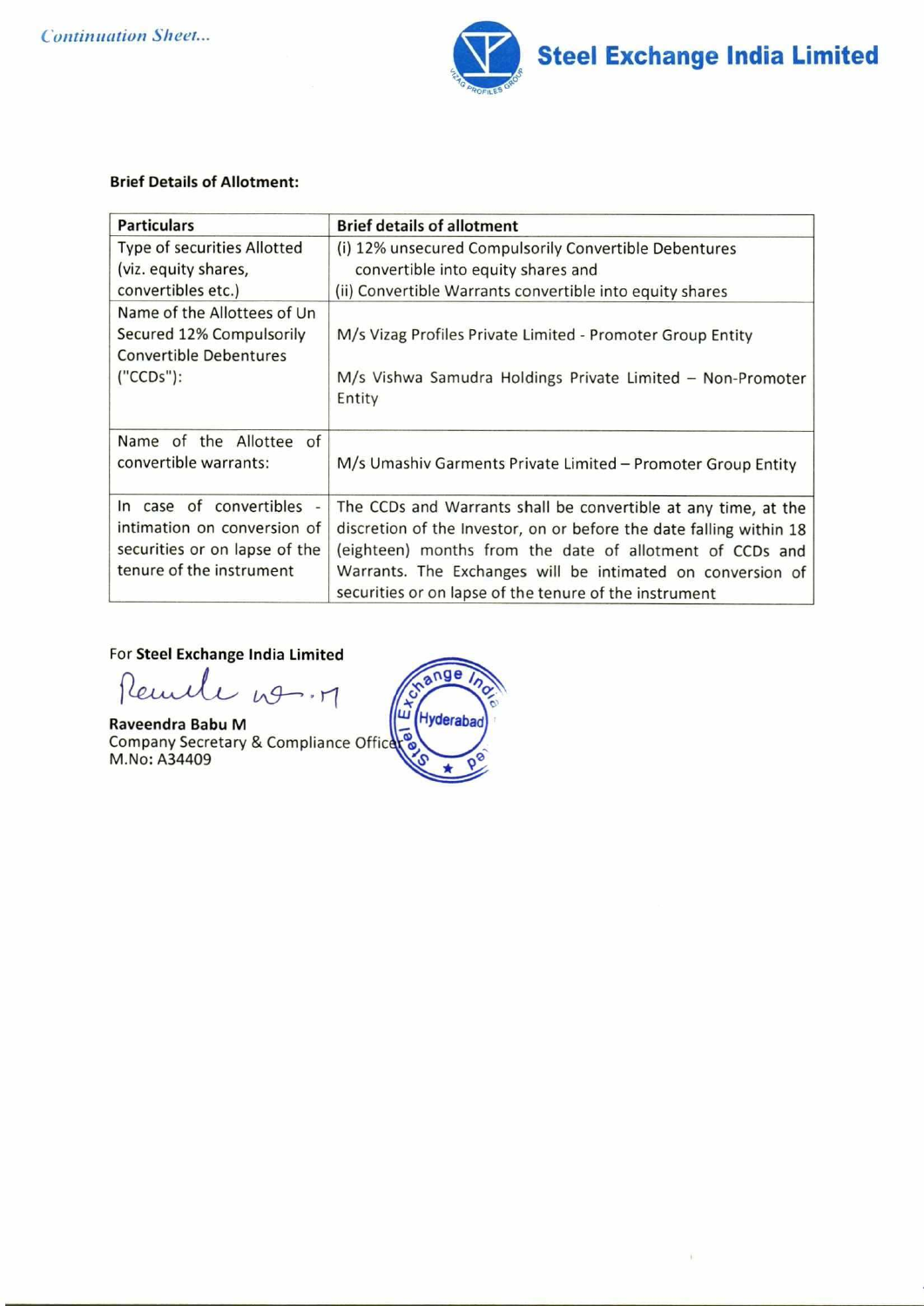**Brief Details of Allotment:**

| Particulars | Brief details of allotment |
|---|---|
| Type of securities Allotted (viz. equity shares, convertibles etc.) | (i) 12% unsecured Compulsorily Convertible Debentures convertible into equity shares and<br>(ii) Convertible Warrants convertible into equity shares |
| Name of the Allottees of Un Secured 12% Compulsorily Convertible Debentures ("CCDs"): | M/s Vizag Profiles Private Limited - Promoter Group Entity<br><br>M/s Vishwa Samudra Holdings Private Limited – Non-Promoter Entity |
| Name of the Allottee of convertible warrants: | M/s Umashiv Garments Private Limited – Promoter Group Entity |
| In case of convertibles - intimation on conversion of securities or on lapse of the tenure of the instrument | The CCDs and Warrants shall be convertible at any time, at the discretion of the Investor, on or before the date falling within 18 (eighteen) months from the date of allotment of CCDs and Warrants. The Exchanges will be intimated on conversion of securities or on lapse of the tenure of the instrument |

For **Steel Exchange India Limited**

**Raveendra Babu M**
Company Secretary & Compliance Officer
M.No: A34409